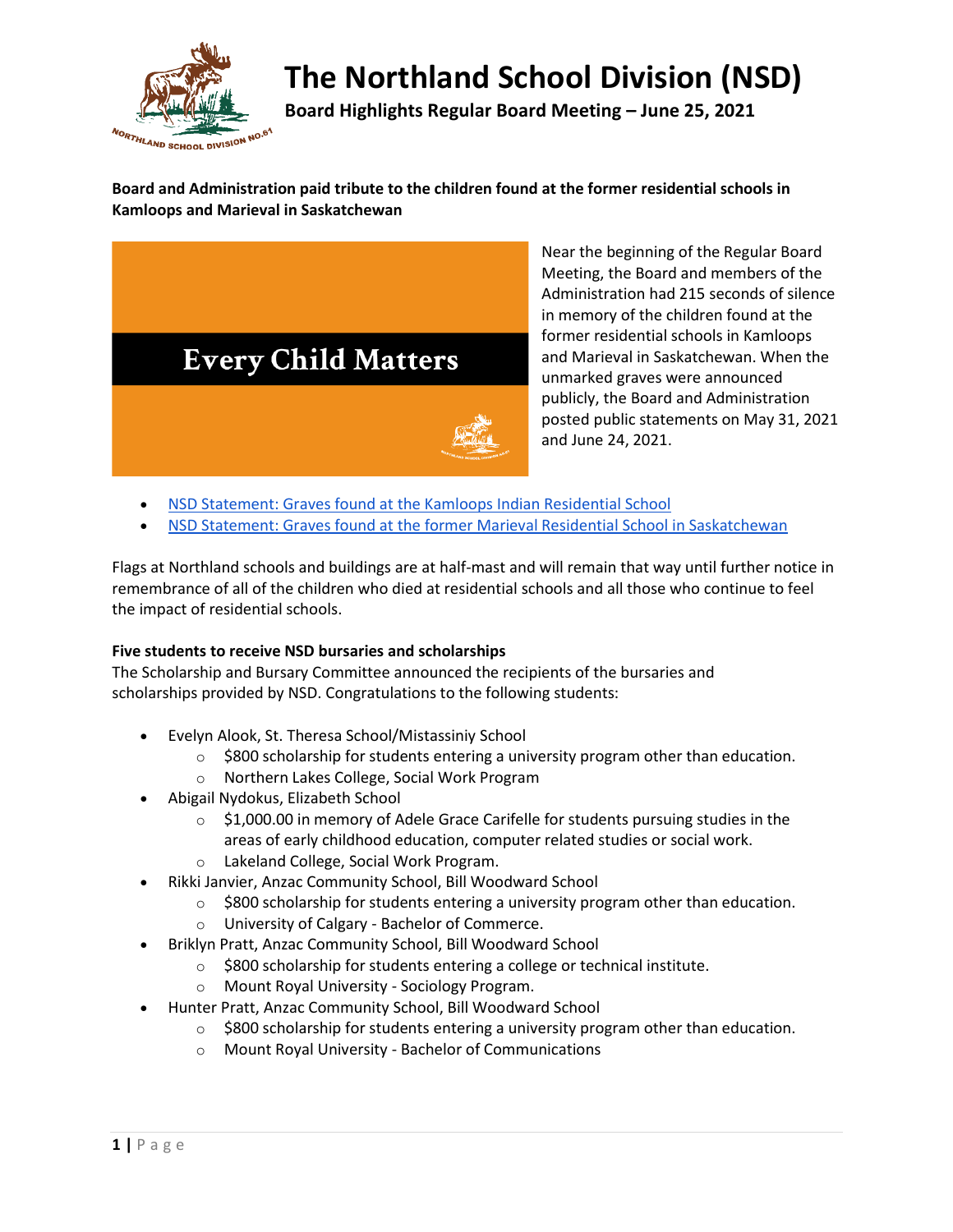# The Northland School Division (NSD)

**Board Highlights Regular Board Meeting – June 25, 2021**

**Board and Administration paid tribute to the children found at the former residential schools in Kamloops and Marieval in Saskatchewan**

Every Child Matters

Near the beginning of the Regular Board Meeting, the Board and members of the Administration had 215 seconds of silence in memory of the children found at the former residential schools in Kamloops and Marieval in Saskatchewan. When the unmarked graves were announced publicly, the Board and Administration posted public statements on May 31, 2021 and June 24, 2021.

- NSD Statement: Graves found at the Kamloops Indian Residential School
- NSD Statement: Graves found at the former Marieval Residential School in Saskatchewan

Flags at Northland schools and buildings are at half-mast and will remain that way until further notice in remembrance of all of the children who died at residential schools and all those who continue to feel the impact of residential schools.

**Five students to receive NSD bursaries and scholarships**

The Scholarship and Bursary Committee announced the recipients of the bursaries and scholarships provided by NSD. Congratulations to the following students:

- Evelyn Alook, St. Theresa School/Mistassiniy School
  - $800 scholarship for students entering a university program other than education.
  - Northern Lakes College, Social Work Program
- Abigail Nydokus, Elizabeth School
  - $1,000.00 in memory of Adele Grace Carifelle for students pursuing studies in the areas of early childhood education, computer related studies or social work.
  - Lakeland College, Social Work Program.
- Rikki Janvier, Anzac Community School, Bill Woodward School
  - $800 scholarship for students entering a university program other than education.
  - University of Calgary - Bachelor of Commerce.
- Briklyn Pratt, Anzac Community School, Bill Woodward School
  - $800 scholarship for students entering a college or technical institute.
  - Mount Royal University - Sociology Program.
- Hunter Pratt, Anzac Community School, Bill Woodward School
  - $800 scholarship for students entering a university program other than education.
  - Mount Royal University - Bachelor of Communications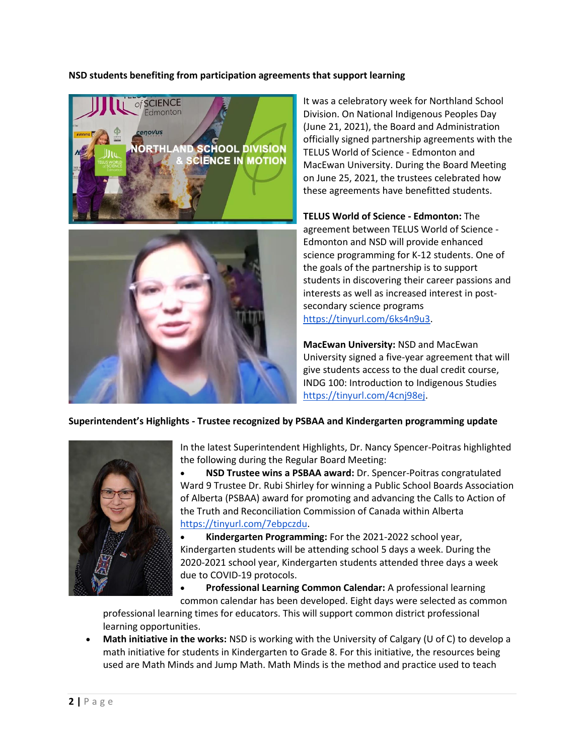**NSD students benefiting from participation agreements that support learning**

It was a celebratory week for Northland School Division. On National Indigenous Peoples Day (June 21, 2021), the Board and Administration officially signed partnership agreements with the TELUS World of Science - Edmonton and MacEwan University. During the Board Meeting on June 25, 2021, the trustees celebrated how these agreements have benefitted students.

**TELUS World of Science - Edmonton:** The agreement between TELUS World of Science - Edmonton and NSD will provide enhanced science programming for K-12 students. One of the goals of the partnership is to support students in discovering their career passions and interests as well as increased interest in post-secondary science programs https://tinyurl.com/6ks4n9u3.

**MacEwan University:** NSD and MacEwan University signed a five-year agreement that will give students access to the dual credit course, INDG 100: Introduction to Indigenous Studies https://tinyurl.com/4cnj98ej.

**Superintendent's Highlights - Trustee recognized by PSBAA and Kindergarten programming update**

In the latest Superintendent Highlights, Dr. Nancy Spencer-Poitras highlighted the following during the Regular Board Meeting:

- **NSD Trustee wins a PSBAA award:** Dr. Spencer-Poitras congratulated Ward 9 Trustee Dr. Rubi Shirley for winning a Public School Boards Association of Alberta (PSBAA) award for promoting and advancing the Calls to Action of the Truth and Reconciliation Commission of Canada within Alberta https://tinyurl.com/7ebpczdu.
- **Kindergarten Programming:** For the 2021-2022 school year, Kindergarten students will be attending school 5 days a week. During the 2020-2021 school year, Kindergarten students attended three days a week due to COVID-19 protocols.
- **Professional Learning Common Calendar:** A professional learning common calendar has been developed. Eight days were selected as common professional learning times for educators. This will support common district professional learning opportunities.
- **Math initiative in the works:** NSD is working with the University of Calgary (U of C) to develop a math initiative for students in Kindergarten to Grade 8. For this initiative, the resources being used are Math Minds and Jump Math. Math Minds is the method and practice used to teach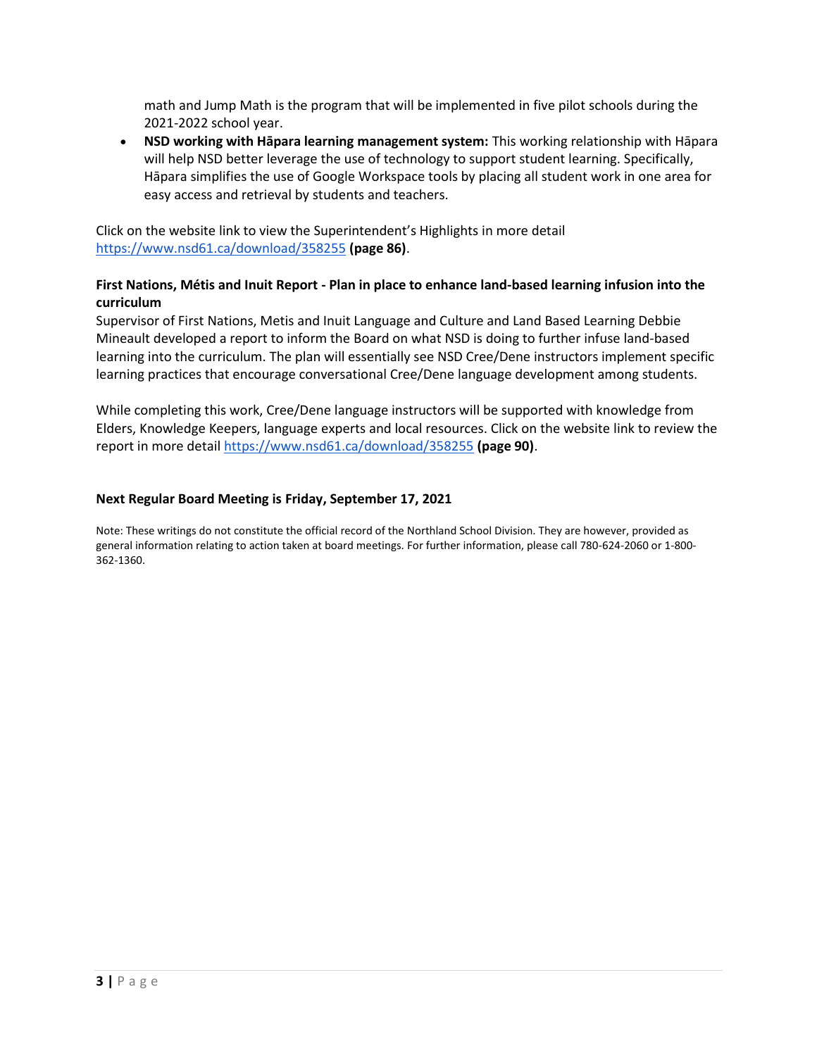math and Jump Math is the program that will be implemented in five pilot schools during the 2021-2022 school year.

- **NSD working with Hāpara learning management system:** This working relationship with Hāpara will help NSD better leverage the use of technology to support student learning. Specifically, Hāpara simplifies the use of Google Workspace tools by placing all student work in one area for easy access and retrieval by students and teachers.

Click on the website link to view the Superintendent's Highlights in more detail https://www.nsd61.ca/download/358255 **(page 86)**.

**First Nations, Métis and Inuit Report - Plan in place to enhance land-based learning infusion into the curriculum**

Supervisor of First Nations, Metis and Inuit Language and Culture and Land Based Learning Debbie Mineault developed a report to inform the Board on what NSD is doing to further infuse land-based learning into the curriculum. The plan will essentially see NSD Cree/Dene instructors implement specific learning practices that encourage conversational Cree/Dene language development among students.

While completing this work, Cree/Dene language instructors will be supported with knowledge from Elders, Knowledge Keepers, language experts and local resources. Click on the website link to review the report in more detail https://www.nsd61.ca/download/358255 **(page 90)**.

**Next Regular Board Meeting is Friday, September 17, 2021**

Note: These writings do not constitute the official record of the Northland School Division. They are however, provided as general information relating to action taken at board meetings. For further information, please call 780-624-2060 or 1-800-362-1360.